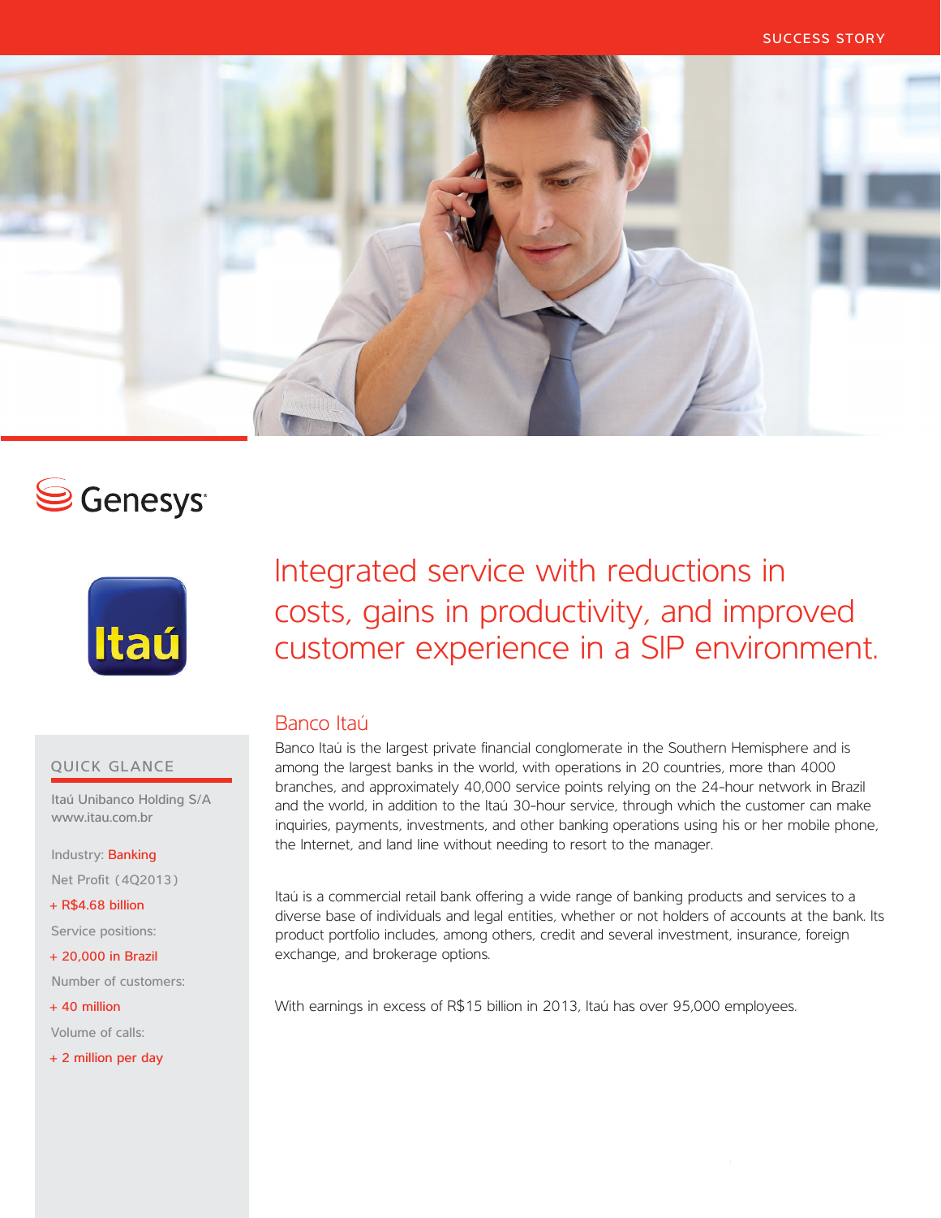SUCCESS STORY

Genesys

Itaú

# Integrated service with reductions in costs, gains in productivity, and improved customer experience in a SIP environment.

## Banco Itaú

Banco Itaú is the largest private financial conglomerate in the Southern Hemisphere and is among the largest banks in the world, with operations in 20 countries, more than 4000 branches, and approximately 40,000 service points relying on the 24-hour network in Brazil and the world, in addition to the Itaú 30-hour service, through which the customer can make inquiries, payments, investments, and other banking operations using his or her mobile phone, the Internet, and land line without needing to resort to the manager.

Itaú is a commercial retail bank offering a wide range of banking products and services to a diverse base of individuals and legal entities, whether or not holders of accounts at the bank. Its product portfolio includes, among others, credit and several investment, insurance, foreign exchange, and brokerage options.

With earnings in excess of R$15 billion in 2013, Itaú has over 95,000 employees.

### QUICK GLANCE

Itaú Unibanco Holding S/A
www.itau.com.br

Industry: Banking

Net Profit (4Q2013)

+ R$4.68 billion

Service positions:

+ 20,000 in Brazil

Number of customers:

+ 40 million

Volume of calls:

+ 2 million per day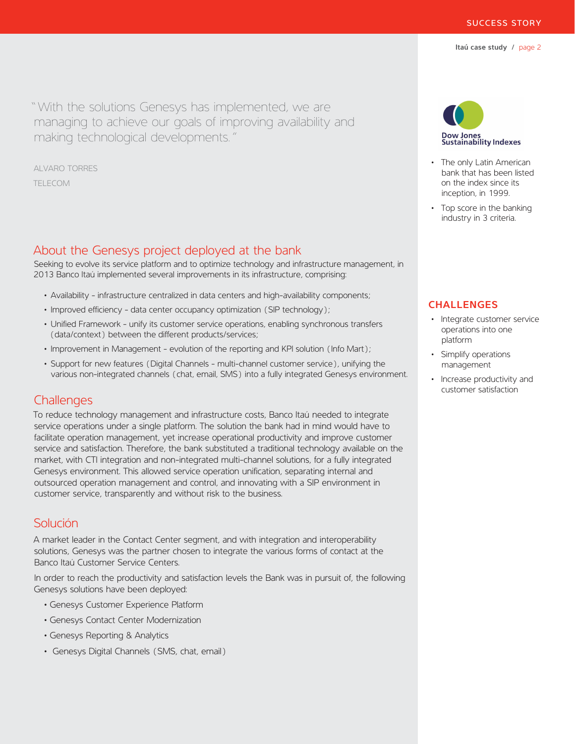"With the solutions Genesys has implemented, we are managing to achieve our goals of improving availability and making technological developments."

ALVARO TORRES

TELECOM

## About the Genesys project deployed at the bank

Seeking to evolve its service platform and to optimize technology and infrastructure management, in 2013 Banco Itaú implemented several improvements in its infrastructure, comprising:

- Availability - infrastructure centralized in data centers and high-availability components;
- Improved efficiency - data center occupancy optimization (SIP technology);
- Unified Framework - unify its customer service operations, enabling synchronous transfers (data/context) between the different products/services;
- Improvement in Management - evolution of the reporting and KPI solution (Info Mart);
- Support for new features (Digital Channels - multi-channel customer service), unifying the various non-integrated channels (chat, email, SMS) into a fully integrated Genesys environment.

## Challenges

To reduce technology management and infrastructure costs, Banco Itaú needed to integrate service operations under a single platform. The solution the bank had in mind would have to facilitate operation management, yet increase operational productivity and improve customer service and satisfaction. Therefore, the bank substituted a traditional technology available on the market, with CTI integration and non-integrated multi-channel solutions, for a fully integrated Genesys environment. This allowed service operation unification, separating internal and outsourced operation management and control, and innovating with a SIP environment in customer service, transparently and without risk to the business.

## Solución

A market leader in the Contact Center segment, and with integration and interoperability solutions, Genesys was the partner chosen to integrate the various forms of contact at the Banco Itaú Customer Service Centers.

In order to reach the productivity and satisfaction levels the Bank was in pursuit of, the following Genesys solutions have been deployed:

- Genesys Customer Experience Platform
- Genesys Contact Center Modernization
- Genesys Reporting & Analytics
- Genesys Digital Channels (SMS, chat, email)

Dow Jones Sustainability Indexes

- The only Latin American bank that has been listed on the index since its inception, in 1999.
- Top score in the banking industry in 3 criteria.

### CHALLENGES

- Integrate customer service operations into one platform
- Simplify operations management
- Increase productivity and customer satisfaction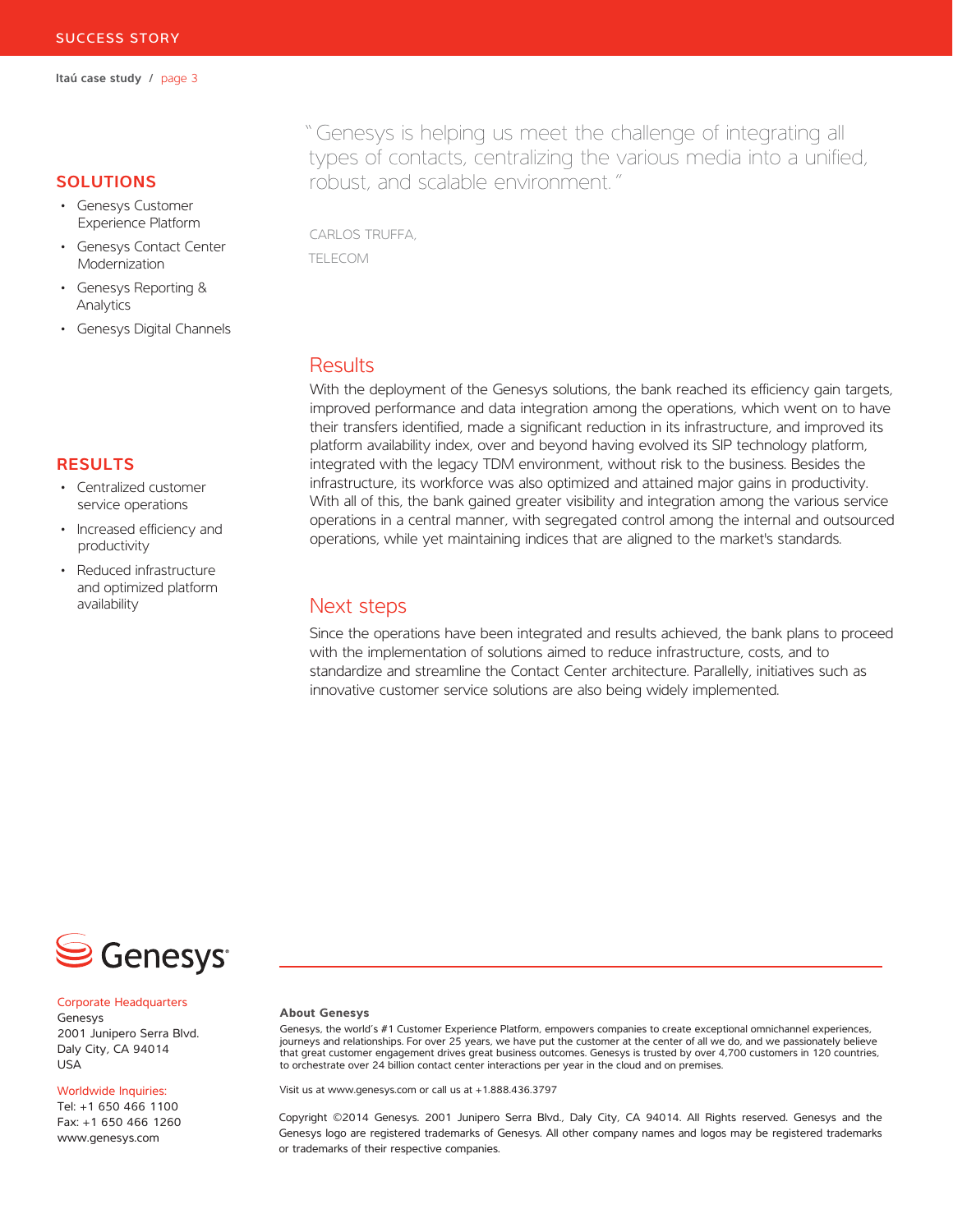## SOLUTIONS

- Genesys Customer Experience Platform
- Genesys Contact Center Modernization
- Genesys Reporting & Analytics
- Genesys Digital Channels

## RESULTS

- Centralized customer service operations
- Increased efficiency and productivity
- Reduced infrastructure and optimized platform availability

> "Genesys is helping us meet the challenge of integrating all types of contacts, centralizing the various media into a unified, robust, and scalable environment."
>
> CARLOS TRUFFA,
> TELECOM

## Results

With the deployment of the Genesys solutions, the bank reached its efficiency gain targets, improved performance and data integration among the operations, which went on to have their transfers identified, made a significant reduction in its infrastructure, and improved its platform availability index, over and beyond having evolved its SIP technology platform, integrated with the legacy TDM environment, without risk to the business. Besides the infrastructure, its workforce was also optimized and attained major gains in productivity. With all of this, the bank gained greater visibility and integration among the various service operations in a central manner, with segregated control among the internal and outsourced operations, while yet maintaining indices that are aligned to the market's standards.

## Next steps

Since the operations have been integrated and results achieved, the bank plans to proceed with the implementation of solutions aimed to reduce infrastructure, costs, and to standardize and streamline the Contact Center architecture. Parallelly, initiatives such as innovative customer service solutions are also being widely implemented.

Genesys

Corporate Headquarters
Genesys
2001 Junipero Serra Blvd.
Daly City, CA 94014
USA

Worldwide Inquiries:
Tel: +1 650 466 1100
Fax: +1 650 466 1260
www.genesys.com

**About Genesys**

Genesys, the world's #1 Customer Experience Platform, empowers companies to create exceptional omnichannel experiences, journeys and relationships. For over 25 years, we have put the customer at the center of all we do, and we passionately believe that great customer engagement drives great business outcomes. Genesys is trusted by over 4,700 customers in 120 countries, to orchestrate over 24 billion contact center interactions per year in the cloud and on premises.

Visit us at www.genesys.com or call us at +1.888.436.3797

Copyright ©2014 Genesys. 2001 Junipero Serra Blvd., Daly City, CA 94014. All Rights reserved. Genesys and the Genesys logo are registered trademarks of Genesys. All other company names and logos may be registered trademarks or trademarks of their respective companies.